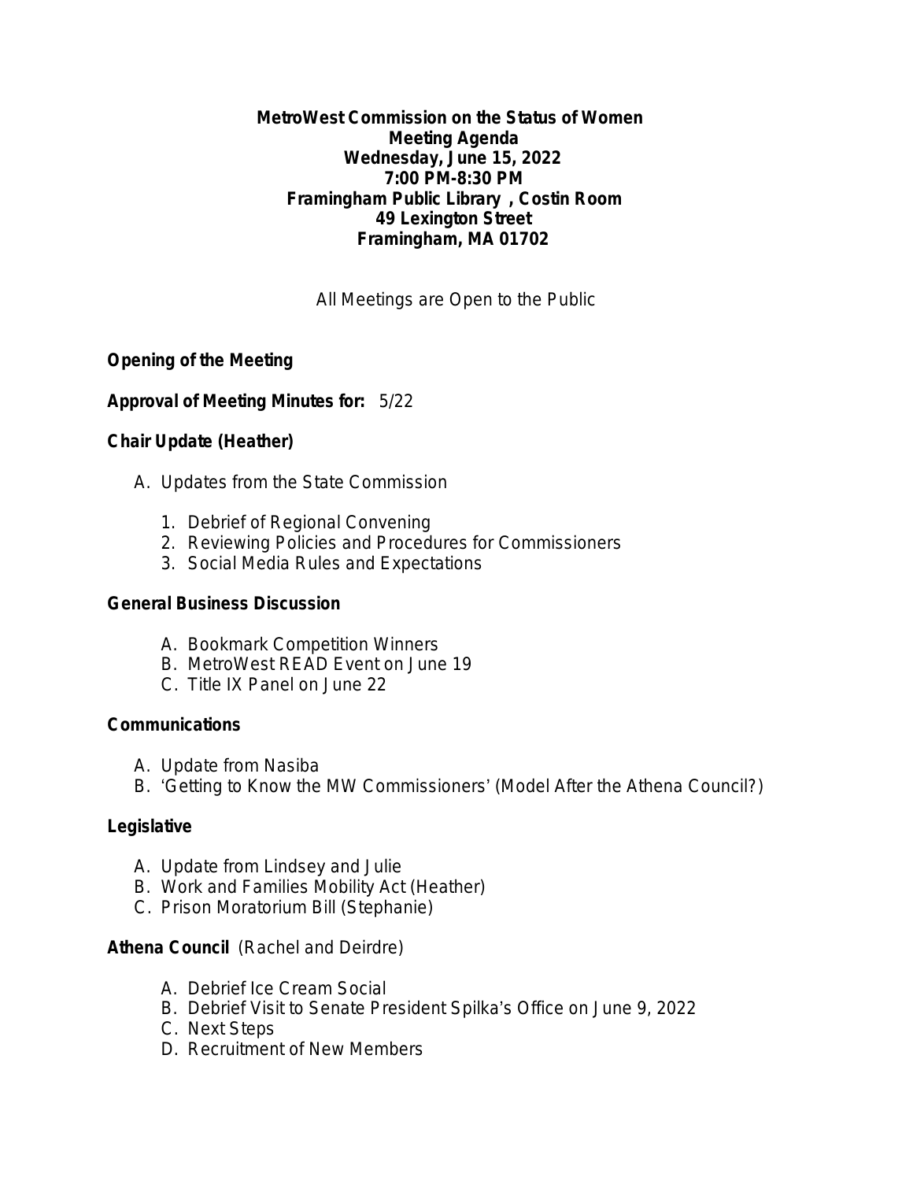**MetroWest Commission on the Status of Women**
**Meeting Agenda**
**Wednesday, June 15, 2022**
**7:00 PM-8:30 PM**
**Framingham Public Library , Costin Room**
**49 Lexington Street**
**Framingham, MA 01702**

All Meetings are Open to the Public

**Opening of the Meeting**

**Approval of Meeting Minutes for:** 5/22

**Chair Update (Heather)**

A. Updates from the State Commission
   1. Debrief of Regional Convening
   2. Reviewing Policies and Procedures for Commissioners
   3. Social Media Rules and Expectations

**General Business Discussion**

A. Bookmark Competition Winners
B. MetroWest READ Event on June 19
C. Title IX Panel on June 22

**Communications**

A. Update from Nasiba
B. 'Getting to Know the MW Commissioners' (Model After the Athena Council?)

**Legislative**

A. Update from Lindsey and Julie
B. Work and Families Mobility Act (Heather)
C. Prison Moratorium Bill (Stephanie)

**Athena Council** (Rachel and Deirdre)

A. Debrief Ice Cream Social
B. Debrief Visit to Senate President Spilka's Office on June 9, 2022
C. Next Steps
D. Recruitment of New Members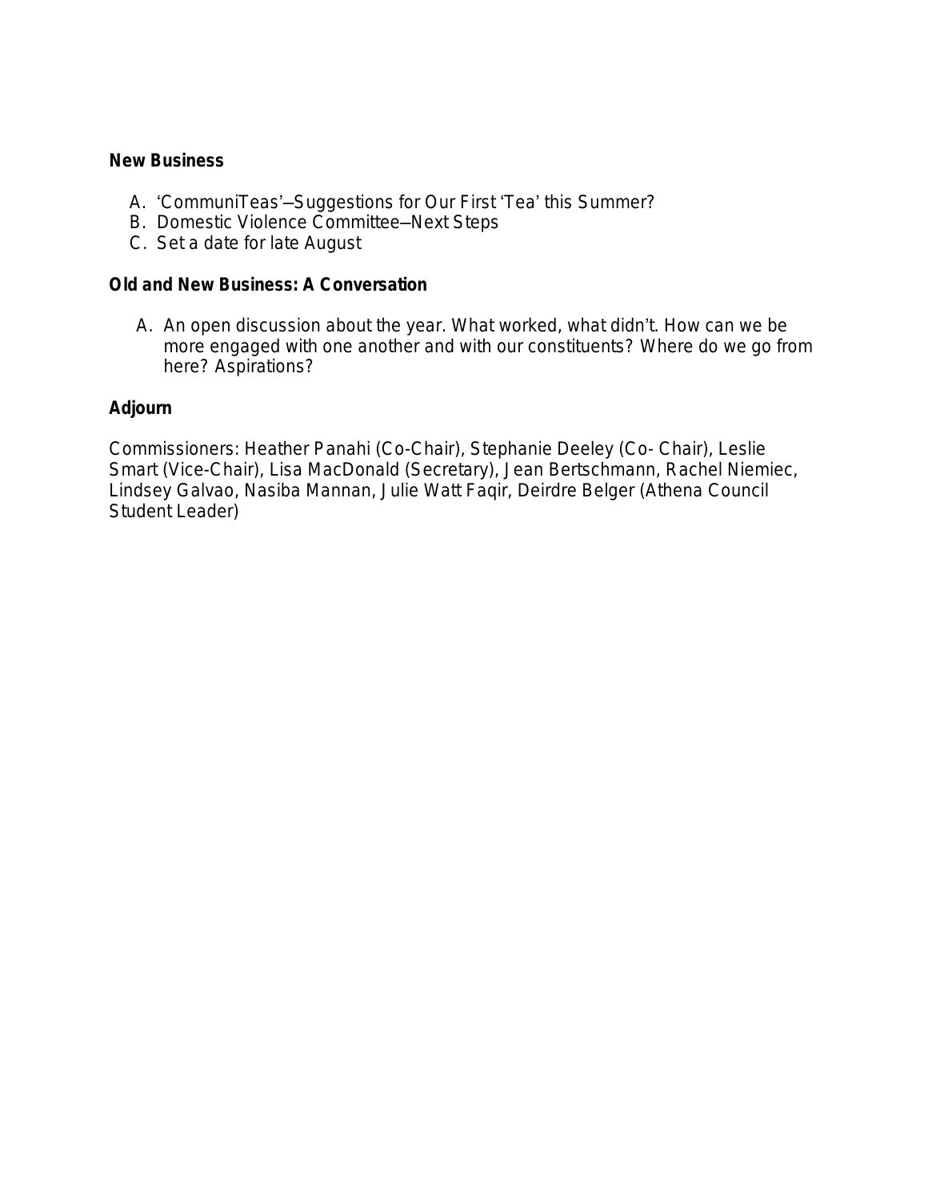**New Business**

A. 'CommuniTeas'—Suggestions for Our First 'Tea' this Summer?
B. Domestic Violence Committee—Next Steps
C. Set a date for late August

**Old and New Business: A Conversation**

A. An open discussion about the year. What worked, what didn't. How can we be more engaged with one another and with our constituents? Where do we go from here? Aspirations?

**Adjourn**

Commissioners: Heather Panahi (Co-Chair), Stephanie Deeley (Co- Chair), Leslie Smart (Vice-Chair), Lisa MacDonald (Secretary), Jean Bertschmann, Rachel Niemiec, Lindsey Galvao, Nasiba Mannan, Julie Watt Faqir, Deirdre Belger (Athena Council Student Leader)